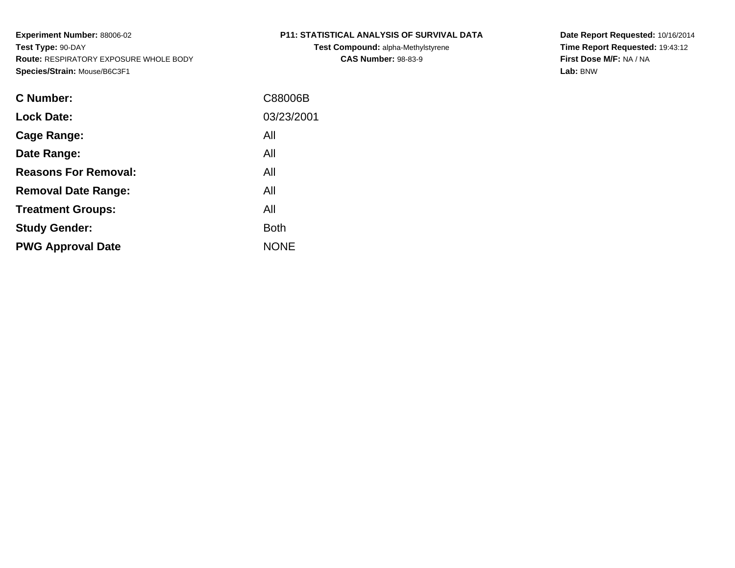**Experiment Number:** 88006-02
**Test Type:** 90-DAY
**Route:** RESPIRATORY EXPOSURE WHOLE BODY
**Species/Strain:** Mouse/B6C3F1

**P11: STATISTICAL ANALYSIS OF SURVIVAL DATA**
**Test Compound:** alpha-Methylstyrene
**CAS Number:** 98-83-9

**Date Report Requested:** 10/16/2014
**Time Report Requested:** 19:43:12
**First Dose M/F:** NA / NA
**Lab:** BNW

| | |
|---|---|
| **C Number:** | C88006B |
| **Lock Date:** | 03/23/2001 |
| **Cage Range:** | All |
| **Date Range:** | All |
| **Reasons For Removal:** | All |
| **Removal Date Range:** | All |
| **Treatment Groups:** | All |
| **Study Gender:** | Both |
| **PWG Approval Date** | NONE |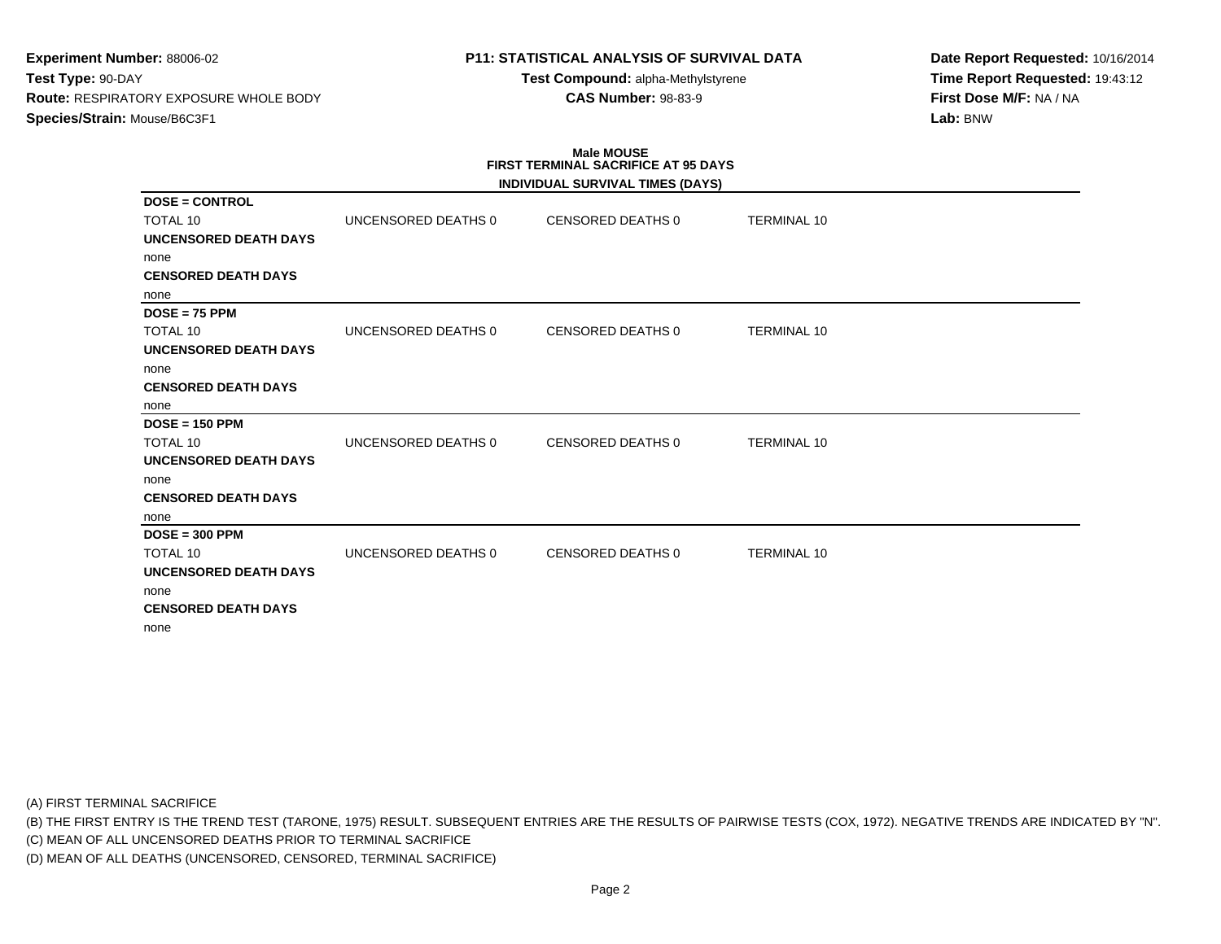**Experiment Number:** 88006-02
**Test Type:** 90-DAY
**Route:** RESPIRATORY EXPOSURE WHOLE BODY
**Species/Strain:** Mouse/B6C3F1

**P11: STATISTICAL ANALYSIS OF SURVIVAL DATA**
**Test Compound:** alpha-Methylstyrene
**CAS Number:** 98-83-9

**Date Report Requested:** 10/16/2014
**Time Report Requested:** 19:43:12
**First Dose M/F:** NA / NA
**Lab:** BNW

## Male MOUSE
## FIRST TERMINAL SACRIFICE AT 95 DAYS
### INDIVIDUAL SURVIVAL TIMES (DAYS)

**DOSE = CONTROL**

TOTAL 10 | UNCENSORED DEATHS 0 | CENSORED DEATHS 0 | TERMINAL 10

**UNCENSORED DEATH DAYS**

none

**CENSORED DEATH DAYS**

none

**DOSE = 75 PPM**

TOTAL 10 | UNCENSORED DEATHS 0 | CENSORED DEATHS 0 | TERMINAL 10

**UNCENSORED DEATH DAYS**

none

**CENSORED DEATH DAYS**

none

**DOSE = 150 PPM**

TOTAL 10 | UNCENSORED DEATHS 0 | CENSORED DEATHS 0 | TERMINAL 10

**UNCENSORED DEATH DAYS**

none

**CENSORED DEATH DAYS**

none

**DOSE = 300 PPM**

TOTAL 10 | UNCENSORED DEATHS 0 | CENSORED DEATHS 0 | TERMINAL 10

**UNCENSORED DEATH DAYS**

none

**CENSORED DEATH DAYS**

none

(A) FIRST TERMINAL SACRIFICE
(B) THE FIRST ENTRY IS THE TREND TEST (TARONE, 1975) RESULT. SUBSEQUENT ENTRIES ARE THE RESULTS OF PAIRWISE TESTS (COX, 1972). NEGATIVE TRENDS ARE INDICATED BY "N".
(C) MEAN OF ALL UNCENSORED DEATHS PRIOR TO TERMINAL SACRIFICE
(D) MEAN OF ALL DEATHS (UNCENSORED, CENSORED, TERMINAL SACRIFICE)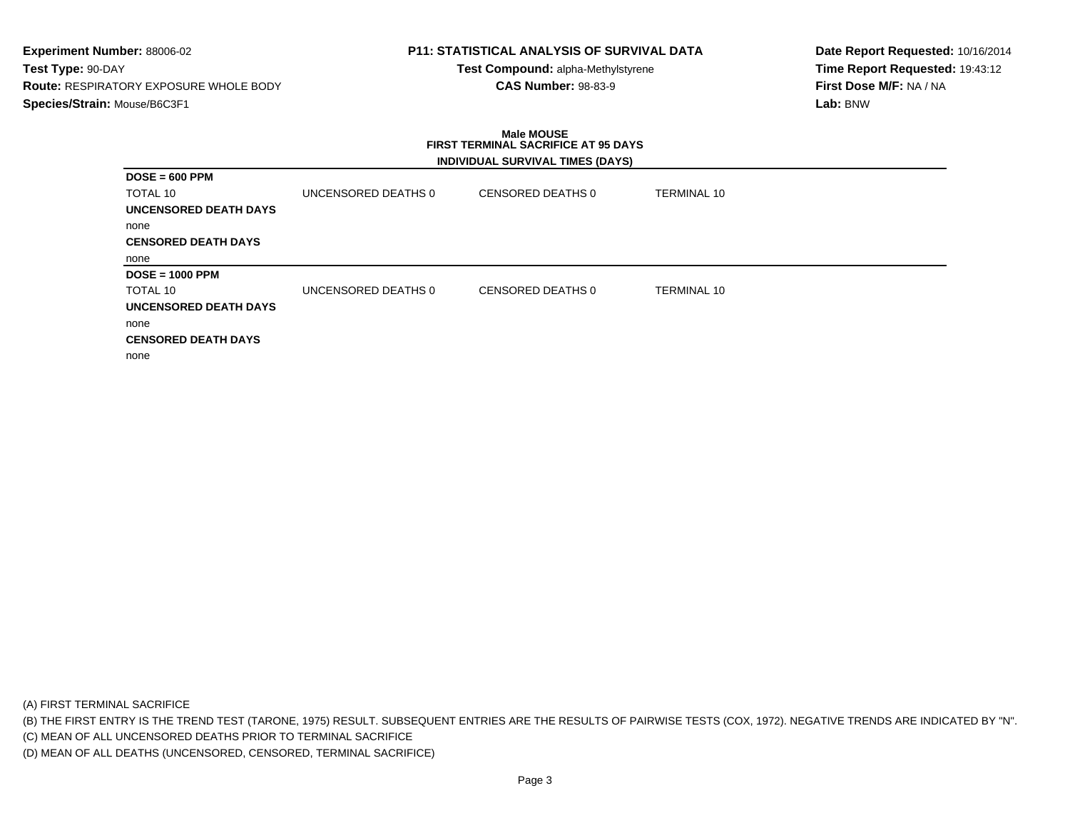**Experiment Number:** 88006-02
**Test Type:** 90-DAY
**Route:** RESPIRATORY EXPOSURE WHOLE BODY
**Species/Strain:** Mouse/B6C3F1

**P11: STATISTICAL ANALYSIS OF SURVIVAL DATA**
**Test Compound:** alpha-Methylstyrene
**CAS Number:** 98-83-9

**Date Report Requested:** 10/16/2014
**Time Report Requested:** 19:43:12
**First Dose M/F:** NA / NA
**Lab:** BNW

**Male MOUSE**
**FIRST TERMINAL SACRIFICE AT 95 DAYS**
**INDIVIDUAL SURVIVAL TIMES (DAYS)**

**DOSE = 600 PPM**

| TOTAL 10 | UNCENSORED DEATHS 0 | CENSORED DEATHS 0 | TERMINAL 10 |
|---|---|---|---|

**UNCENSORED DEATH DAYS**

none

**CENSORED DEATH DAYS**

none

**DOSE = 1000 PPM**

| TOTAL 10 | UNCENSORED DEATHS 0 | CENSORED DEATHS 0 | TERMINAL 10 |
|---|---|---|---|

**UNCENSORED DEATH DAYS**

none

**CENSORED DEATH DAYS**

none

(A) FIRST TERMINAL SACRIFICE
(B) THE FIRST ENTRY IS THE TREND TEST (TARONE, 1975) RESULT. SUBSEQUENT ENTRIES ARE THE RESULTS OF PAIRWISE TESTS (COX, 1972). NEGATIVE TRENDS ARE INDICATED BY "N".
(C) MEAN OF ALL UNCENSORED DEATHS PRIOR TO TERMINAL SACRIFICE
(D) MEAN OF ALL DEATHS (UNCENSORED, CENSORED, TERMINAL SACRIFICE)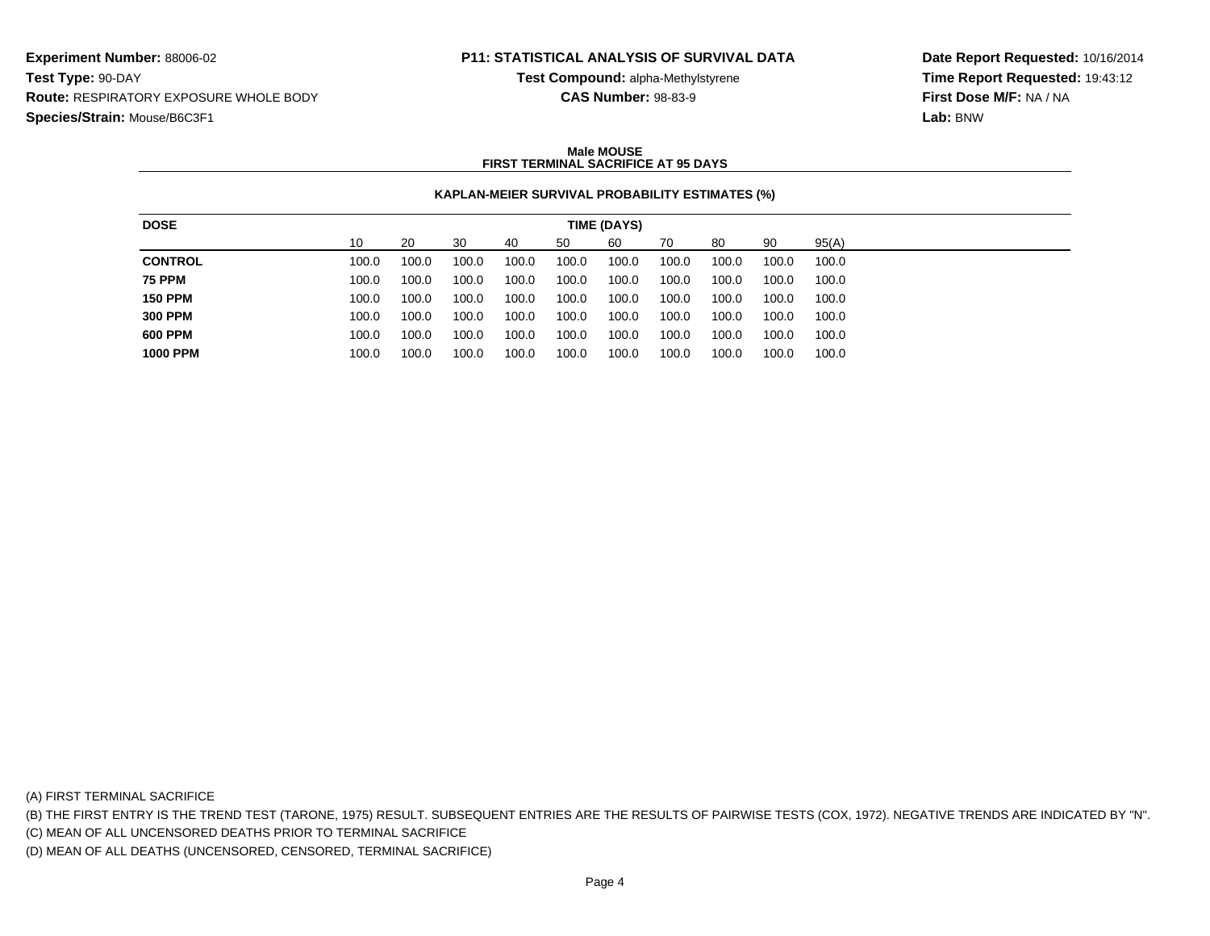**Experiment Number:** 88006-02
**Test Type:** 90-DAY
**Route:** RESPIRATORY EXPOSURE WHOLE BODY
**Species/Strain:** Mouse/B6C3F1

**P11: STATISTICAL ANALYSIS OF SURVIVAL DATA**
**Test Compound:** alpha-Methylstyrene
**CAS Number:** 98-83-9

**Date Report Requested:** 10/16/2014
**Time Report Requested:** 19:43:12
**First Dose M/F:** NA / NA
**Lab:** BNW

**Male MOUSE**
**FIRST TERMINAL SACRIFICE AT 95 DAYS**

**KAPLAN-MEIER SURVIVAL PROBABILITY ESTIMATES (%)**

| DOSE | TIME (DAYS) | | | | | | | | | |
|---|---|---|---|---|---|---|---|---|---|---|
| | 10 | 20 | 30 | 40 | 50 | 60 | 70 | 80 | 90 | 95(A) |
| **CONTROL** | 100.0 | 100.0 | 100.0 | 100.0 | 100.0 | 100.0 | 100.0 | 100.0 | 100.0 | 100.0 |
| **75 PPM** | 100.0 | 100.0 | 100.0 | 100.0 | 100.0 | 100.0 | 100.0 | 100.0 | 100.0 | 100.0 |
| **150 PPM** | 100.0 | 100.0 | 100.0 | 100.0 | 100.0 | 100.0 | 100.0 | 100.0 | 100.0 | 100.0 |
| **300 PPM** | 100.0 | 100.0 | 100.0 | 100.0 | 100.0 | 100.0 | 100.0 | 100.0 | 100.0 | 100.0 |
| **600 PPM** | 100.0 | 100.0 | 100.0 | 100.0 | 100.0 | 100.0 | 100.0 | 100.0 | 100.0 | 100.0 |
| **1000 PPM** | 100.0 | 100.0 | 100.0 | 100.0 | 100.0 | 100.0 | 100.0 | 100.0 | 100.0 | 100.0 |

(A) FIRST TERMINAL SACRIFICE
(B) THE FIRST ENTRY IS THE TREND TEST (TARONE, 1975) RESULT. SUBSEQUENT ENTRIES ARE THE RESULTS OF PAIRWISE TESTS (COX, 1972). NEGATIVE TRENDS ARE INDICATED BY "N".
(C) MEAN OF ALL UNCENSORED DEATHS PRIOR TO TERMINAL SACRIFICE
(D) MEAN OF ALL DEATHS (UNCENSORED, CENSORED, TERMINAL SACRIFICE)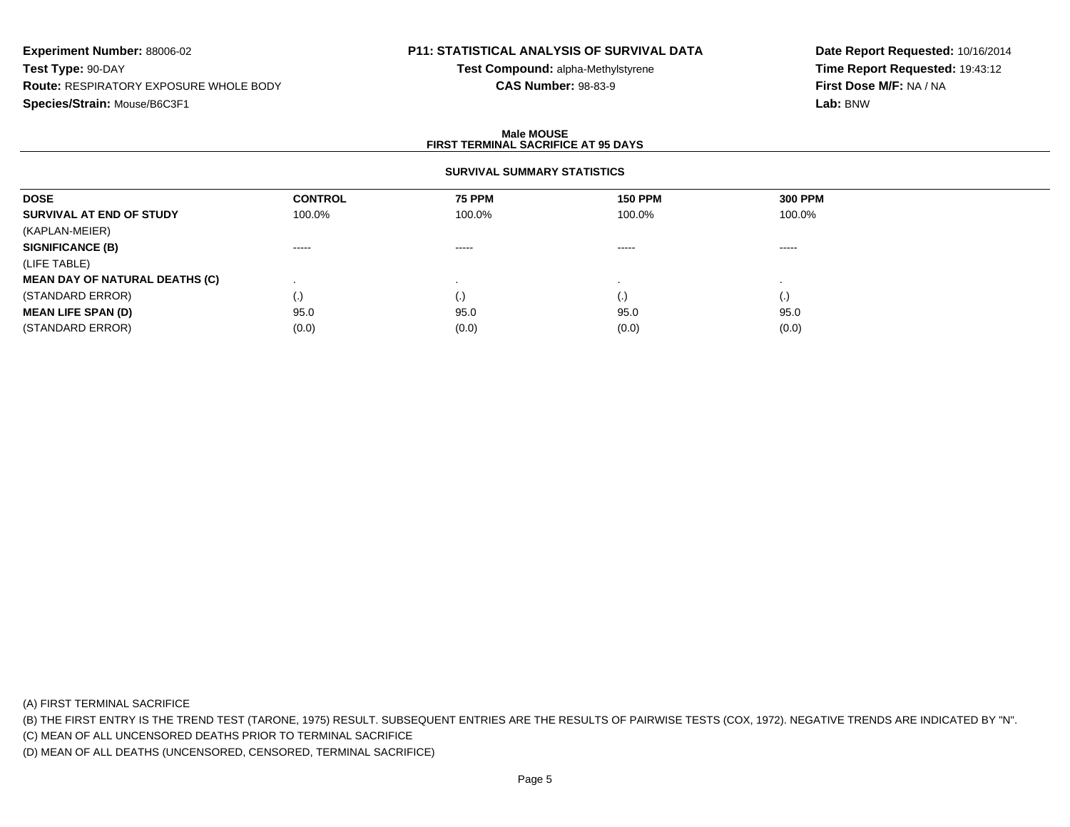**Experiment Number:** 88006-02
**Test Type:** 90-DAY
**Route:** RESPIRATORY EXPOSURE WHOLE BODY
**Species/Strain:** Mouse/B6C3F1

**P11: STATISTICAL ANALYSIS OF SURVIVAL DATA**
**Test Compound:** alpha-Methylstyrene
**CAS Number:** 98-83-9

**Date Report Requested:** 10/16/2014
**Time Report Requested:** 19:43:12
**First Dose M/F:** NA / NA
**Lab:** BNW

## Male MOUSE
## FIRST TERMINAL SACRIFICE AT 95 DAYS

### SURVIVAL SUMMARY STATISTICS

| DOSE | CONTROL | 75 PPM | 150 PPM | 300 PPM |
|---|---|---|---|---|
| **SURVIVAL AT END OF STUDY** | 100.0% | 100.0% | 100.0% | 100.0% |
| (KAPLAN-MEIER) | | | | |
| **SIGNIFICANCE (B)** | ----- | ----- | ----- | ----- |
| (LIFE TABLE) | | | | |
| **MEAN DAY OF NATURAL DEATHS (C)** | . | . | . | . |
| (STANDARD ERROR) | (.) | (.) | (.) | (.) |
| **MEAN LIFE SPAN (D)** | 95.0 | 95.0 | 95.0 | 95.0 |
| (STANDARD ERROR) | (0.0) | (0.0) | (0.0) | (0.0) |

(A) FIRST TERMINAL SACRIFICE

(B) THE FIRST ENTRY IS THE TREND TEST (TARONE, 1975) RESULT. SUBSEQUENT ENTRIES ARE THE RESULTS OF PAIRWISE TESTS (COX, 1972). NEGATIVE TRENDS ARE INDICATED BY "N".

(C) MEAN OF ALL UNCENSORED DEATHS PRIOR TO TERMINAL SACRIFICE

(D) MEAN OF ALL DEATHS (UNCENSORED, CENSORED, TERMINAL SACRIFICE)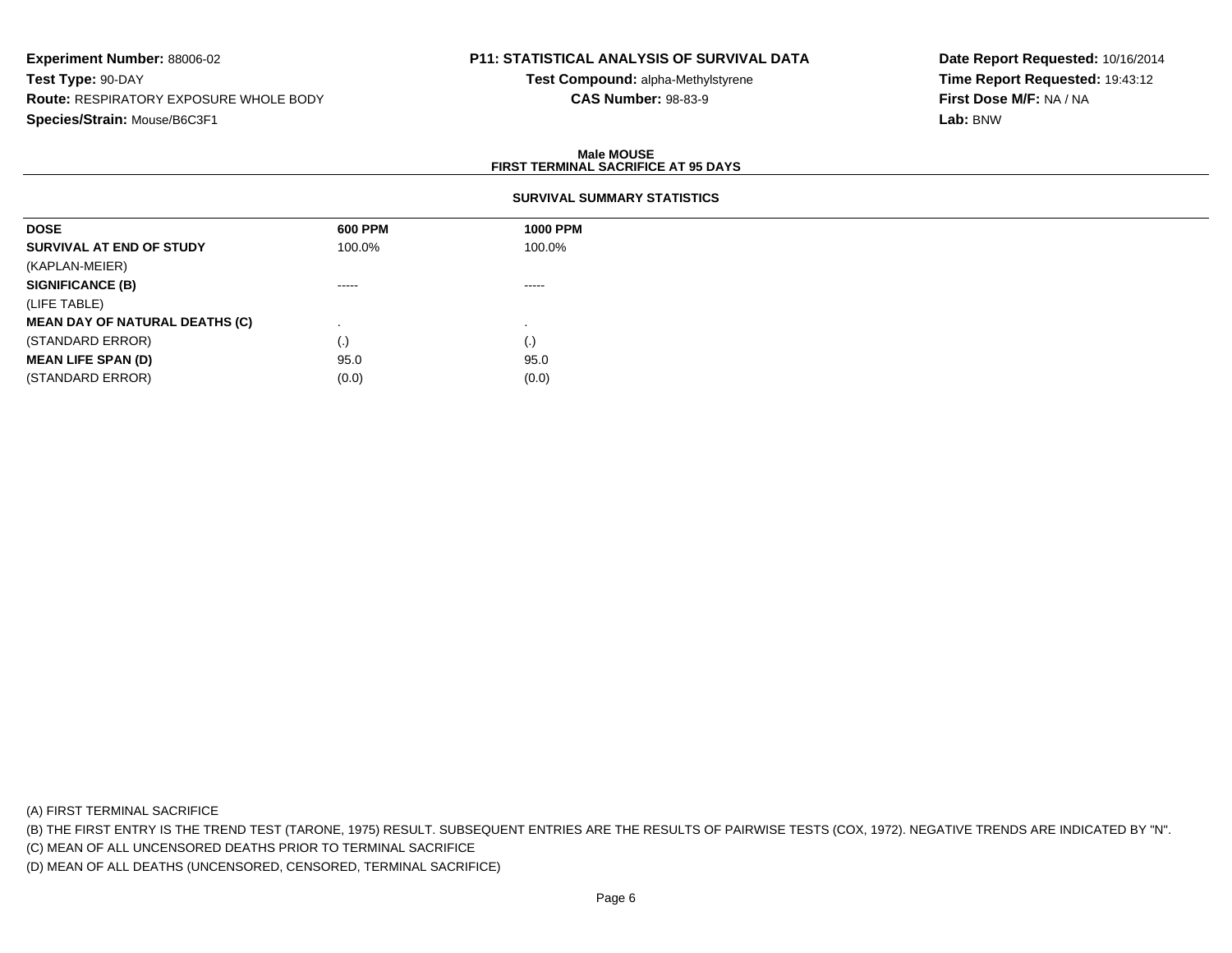**Experiment Number:** 88006-02
**Test Type:** 90-DAY
**Route:** RESPIRATORY EXPOSURE WHOLE BODY
**Species/Strain:** Mouse/B6C3F1

**P11: STATISTICAL ANALYSIS OF SURVIVAL DATA**
**Test Compound:** alpha-Methylstyrene
**CAS Number:** 98-83-9

**Date Report Requested:** 10/16/2014
**Time Report Requested:** 19:43:12
**First Dose M/F:** NA / NA
**Lab:** BNW

## Male MOUSE
## FIRST TERMINAL SACRIFICE AT 95 DAYS

### SURVIVAL SUMMARY STATISTICS

| DOSE | 600 PPM | 1000 PPM |
|---|---|---|
| **SURVIVAL AT END OF STUDY** | 100.0% | 100.0% |
| (KAPLAN-MEIER) | | |
| **SIGNIFICANCE (B)** | ----- | ----- |
| (LIFE TABLE) | | |
| **MEAN DAY OF NATURAL DEATHS (C)** | . | . |
| (STANDARD ERROR) | (.) | (.) |
| **MEAN LIFE SPAN (D)** | 95.0 | 95.0 |
| (STANDARD ERROR) | (0.0) | (0.0) |

(A) FIRST TERMINAL SACRIFICE
(B) THE FIRST ENTRY IS THE TREND TEST (TARONE, 1975) RESULT. SUBSEQUENT ENTRIES ARE THE RESULTS OF PAIRWISE TESTS (COX, 1972). NEGATIVE TRENDS ARE INDICATED BY "N".
(C) MEAN OF ALL UNCENSORED DEATHS PRIOR TO TERMINAL SACRIFICE
(D) MEAN OF ALL DEATHS (UNCENSORED, CENSORED, TERMINAL SACRIFICE)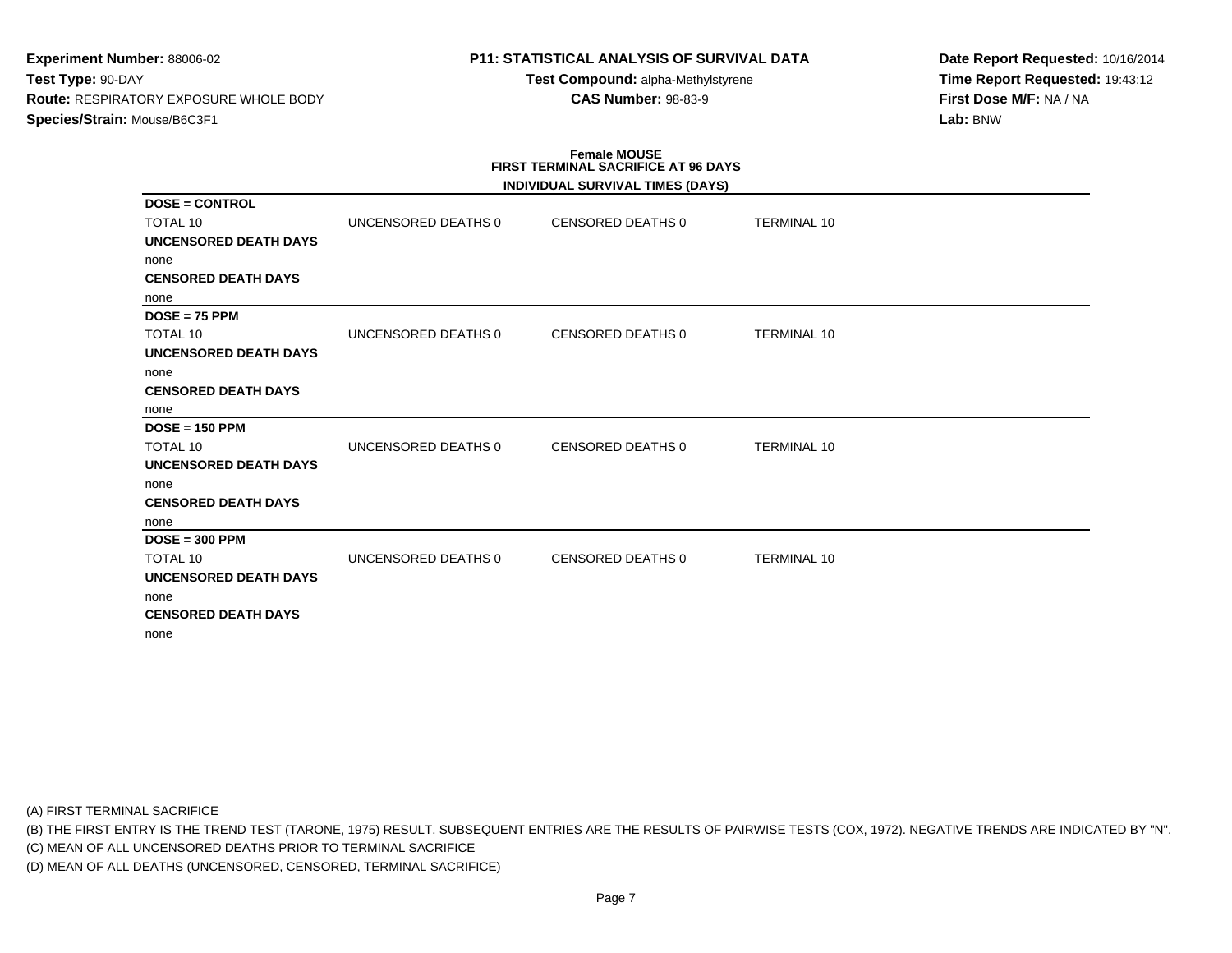**Experiment Number:** 88006-02
**Test Type:** 90-DAY
**Route:** RESPIRATORY EXPOSURE WHOLE BODY
**Species/Strain:** Mouse/B6C3F1

**P11: STATISTICAL ANALYSIS OF SURVIVAL DATA**
**Test Compound:** alpha-Methylstyrene
**CAS Number:** 98-83-9

**Date Report Requested:** 10/16/2014
**Time Report Requested:** 19:43:12
**First Dose M/F:** NA / NA
**Lab:** BNW

**Female MOUSE**
**FIRST TERMINAL SACRIFICE AT 96 DAYS**
**INDIVIDUAL SURVIVAL TIMES (DAYS)**

**DOSE = CONTROL**

| TOTAL 10 | UNCENSORED DEATHS 0 | CENSORED DEATHS 0 | TERMINAL 10 |
|---|---|---|---|

**UNCENSORED DEATH DAYS**
none
**CENSORED DEATH DAYS**
none

**DOSE = 75 PPM**

| TOTAL 10 | UNCENSORED DEATHS 0 | CENSORED DEATHS 0 | TERMINAL 10 |
|---|---|---|---|

**UNCENSORED DEATH DAYS**
none
**CENSORED DEATH DAYS**
none

**DOSE = 150 PPM**

| TOTAL 10 | UNCENSORED DEATHS 0 | CENSORED DEATHS 0 | TERMINAL 10 |
|---|---|---|---|

**UNCENSORED DEATH DAYS**
none
**CENSORED DEATH DAYS**
none

**DOSE = 300 PPM**

| TOTAL 10 | UNCENSORED DEATHS 0 | CENSORED DEATHS 0 | TERMINAL 10 |
|---|---|---|---|

**UNCENSORED DEATH DAYS**
none
**CENSORED DEATH DAYS**
none

(A) FIRST TERMINAL SACRIFICE
(B) THE FIRST ENTRY IS THE TREND TEST (TARONE, 1975) RESULT. SUBSEQUENT ENTRIES ARE THE RESULTS OF PAIRWISE TESTS (COX, 1972). NEGATIVE TRENDS ARE INDICATED BY "N".
(C) MEAN OF ALL UNCENSORED DEATHS PRIOR TO TERMINAL SACRIFICE
(D) MEAN OF ALL DEATHS (UNCENSORED, CENSORED, TERMINAL SACRIFICE)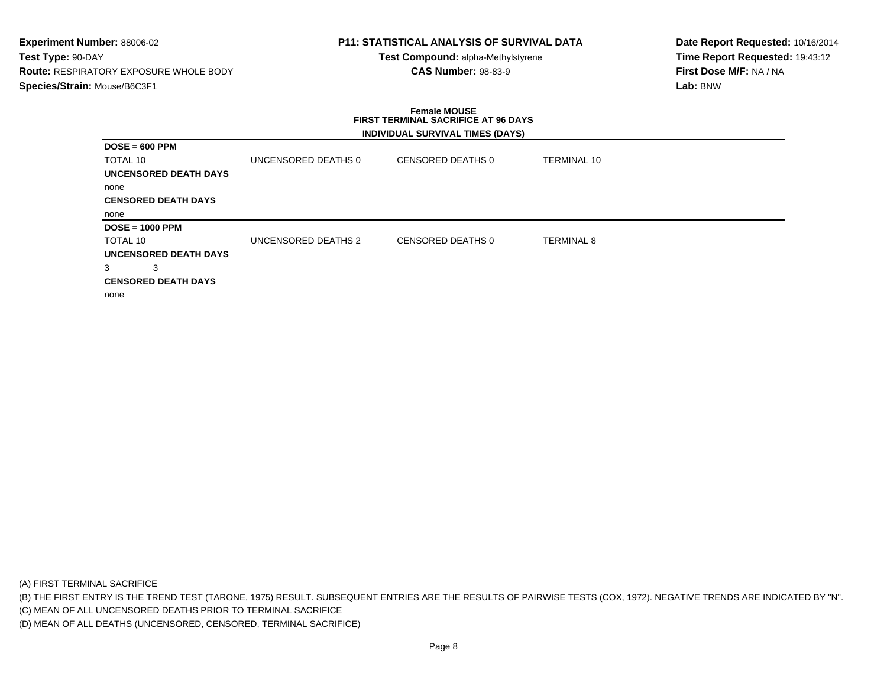**Experiment Number:** 88006-02
**Test Type:** 90-DAY
**Route:** RESPIRATORY EXPOSURE WHOLE BODY
**Species/Strain:** Mouse/B6C3F1

**P11: STATISTICAL ANALYSIS OF SURVIVAL DATA**
**Test Compound:** alpha-Methylstyrene
**CAS Number:** 98-83-9

**Date Report Requested:** 10/16/2014
**Time Report Requested:** 19:43:12
**First Dose M/F:** NA / NA
**Lab:** BNW

**Female MOUSE**
**FIRST TERMINAL SACRIFICE AT 96 DAYS**
**INDIVIDUAL SURVIVAL TIMES (DAYS)**

**DOSE = 600 PPM**

| TOTAL 10 | UNCENSORED DEATHS 0 | CENSORED DEATHS 0 | TERMINAL 10 |
|---|---|---|---|

**UNCENSORED DEATH DAYS**

none

**CENSORED DEATH DAYS**

none

**DOSE = 1000 PPM**

| TOTAL 10 | UNCENSORED DEATHS 2 | CENSORED DEATHS 0 | TERMINAL 8 |
|---|---|---|---|

**UNCENSORED DEATH DAYS**

3 3

**CENSORED DEATH DAYS**

none

(A) FIRST TERMINAL SACRIFICE
(B) THE FIRST ENTRY IS THE TREND TEST (TARONE, 1975) RESULT. SUBSEQUENT ENTRIES ARE THE RESULTS OF PAIRWISE TESTS (COX, 1972). NEGATIVE TRENDS ARE INDICATED BY "N".
(C) MEAN OF ALL UNCENSORED DEATHS PRIOR TO TERMINAL SACRIFICE
(D) MEAN OF ALL DEATHS (UNCENSORED, CENSORED, TERMINAL SACRIFICE)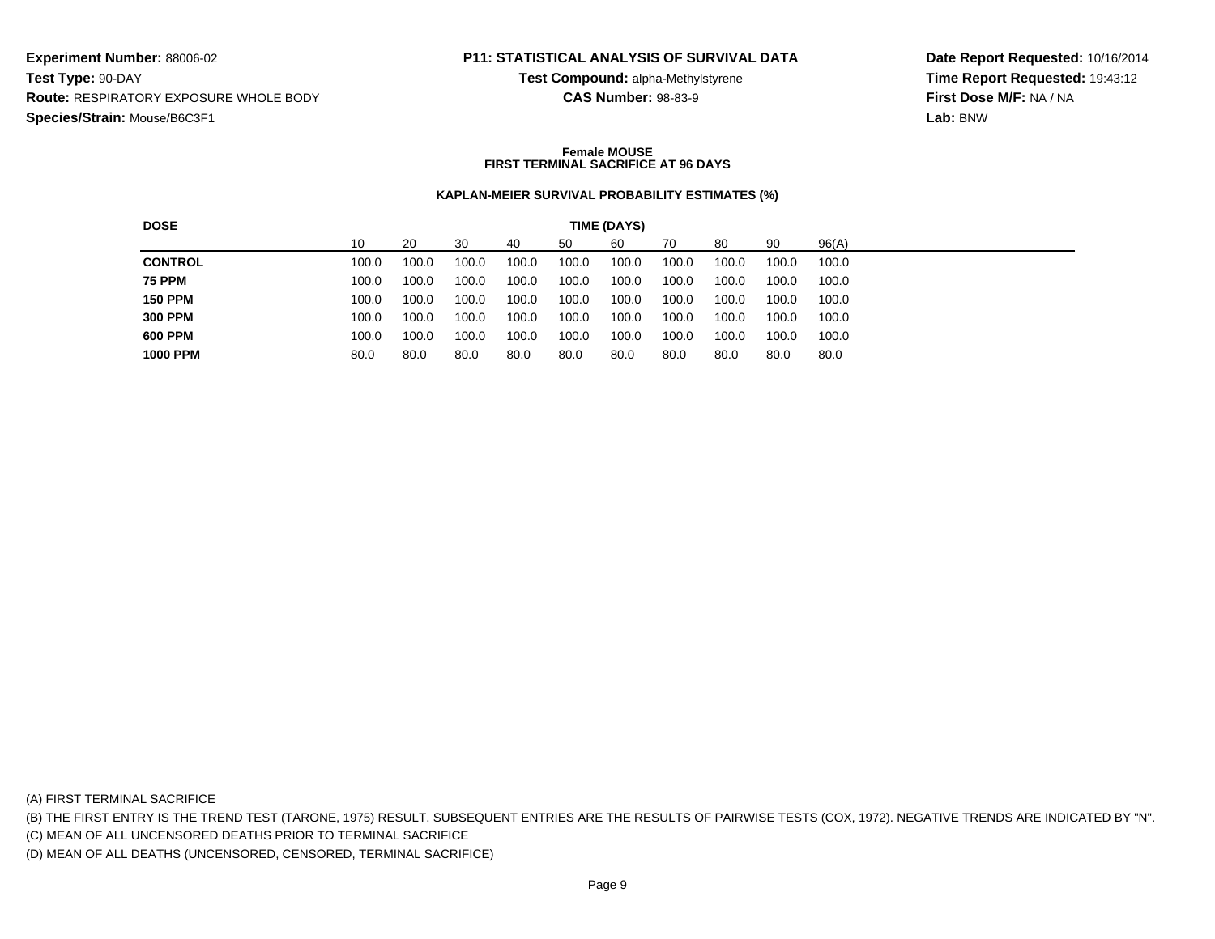**Experiment Number:** 88006-02
**Test Type:** 90-DAY
**Route:** RESPIRATORY EXPOSURE WHOLE BODY
**Species/Strain:** Mouse/B6C3F1

**P11: STATISTICAL ANALYSIS OF SURVIVAL DATA**
**Test Compound:** alpha-Methylstyrene
**CAS Number:** 98-83-9

**Date Report Requested:** 10/16/2014
**Time Report Requested:** 19:43:12
**First Dose M/F:** NA / NA
**Lab:** BNW

**Female MOUSE**
**FIRST TERMINAL SACRIFICE AT 96 DAYS**

**KAPLAN-MEIER SURVIVAL PROBABILITY ESTIMATES (%)**

| DOSE | TIME (DAYS) | | | | | | | | | |
|---|---|---|---|---|---|---|---|---|---|---|
| | 10 | 20 | 30 | 40 | 50 | 60 | 70 | 80 | 90 | 96(A) |
| **CONTROL** | 100.0 | 100.0 | 100.0 | 100.0 | 100.0 | 100.0 | 100.0 | 100.0 | 100.0 | 100.0 |
| **75 PPM** | 100.0 | 100.0 | 100.0 | 100.0 | 100.0 | 100.0 | 100.0 | 100.0 | 100.0 | 100.0 |
| **150 PPM** | 100.0 | 100.0 | 100.0 | 100.0 | 100.0 | 100.0 | 100.0 | 100.0 | 100.0 | 100.0 |
| **300 PPM** | 100.0 | 100.0 | 100.0 | 100.0 | 100.0 | 100.0 | 100.0 | 100.0 | 100.0 | 100.0 |
| **600 PPM** | 100.0 | 100.0 | 100.0 | 100.0 | 100.0 | 100.0 | 100.0 | 100.0 | 100.0 | 100.0 |
| **1000 PPM** | 80.0 | 80.0 | 80.0 | 80.0 | 80.0 | 80.0 | 80.0 | 80.0 | 80.0 | 80.0 |

(A) FIRST TERMINAL SACRIFICE
(B) THE FIRST ENTRY IS THE TREND TEST (TARONE, 1975) RESULT. SUBSEQUENT ENTRIES ARE THE RESULTS OF PAIRWISE TESTS (COX, 1972). NEGATIVE TRENDS ARE INDICATED BY "N".
(C) MEAN OF ALL UNCENSORED DEATHS PRIOR TO TERMINAL SACRIFICE
(D) MEAN OF ALL DEATHS (UNCENSORED, CENSORED, TERMINAL SACRIFICE)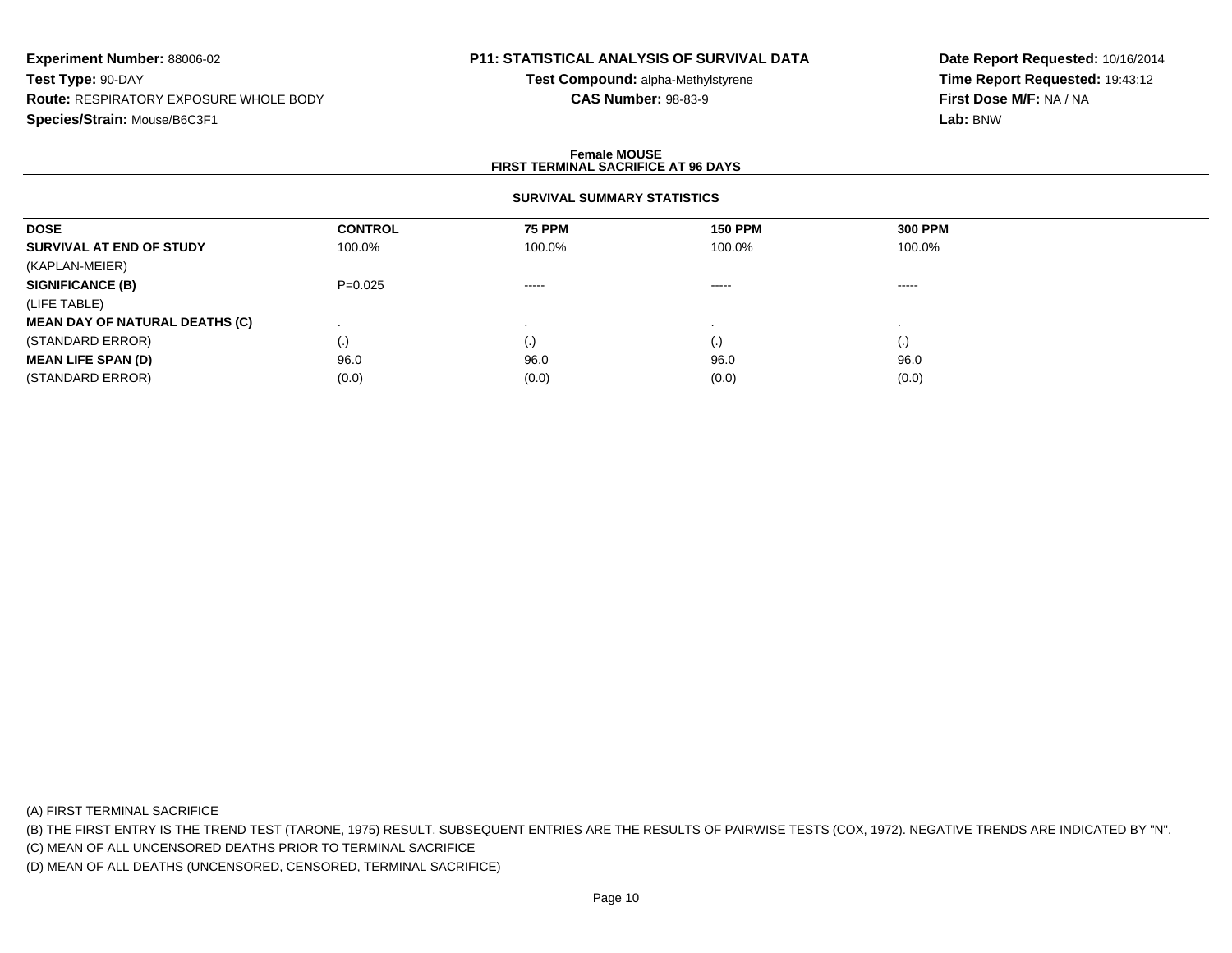**Experiment Number:** 88006-02
**Test Type:** 90-DAY
**Route:** RESPIRATORY EXPOSURE WHOLE BODY
**Species/Strain:** Mouse/B6C3F1

**P11: STATISTICAL ANALYSIS OF SURVIVAL DATA**
**Test Compound:** alpha-Methylstyrene
**CAS Number:** 98-83-9

**Date Report Requested:** 10/16/2014
**Time Report Requested:** 19:43:12
**First Dose M/F:** NA / NA
**Lab:** BNW

**Female MOUSE**
**FIRST TERMINAL SACRIFICE AT 96 DAYS**

**SURVIVAL SUMMARY STATISTICS**

| DOSE | CONTROL | 75 PPM | 150 PPM | 300 PPM |
|---|---|---|---|---|
| **SURVIVAL AT END OF STUDY** | 100.0% | 100.0% | 100.0% | 100.0% |
| (KAPLAN-MEIER) | | | | |
| **SIGNIFICANCE (B)** | P=0.025 | ----- | ----- | ----- |
| (LIFE TABLE) | | | | |
| **MEAN DAY OF NATURAL DEATHS (C)** | . | . | . | . |
| (STANDARD ERROR) | (.) | (.) | (.) | (.) |
| **MEAN LIFE SPAN (D)** | 96.0 | 96.0 | 96.0 | 96.0 |
| (STANDARD ERROR) | (0.0) | (0.0) | (0.0) | (0.0) |

(A) FIRST TERMINAL SACRIFICE
(B) THE FIRST ENTRY IS THE TREND TEST (TARONE, 1975) RESULT. SUBSEQUENT ENTRIES ARE THE RESULTS OF PAIRWISE TESTS (COX, 1972). NEGATIVE TRENDS ARE INDICATED BY "N".
(C) MEAN OF ALL UNCENSORED DEATHS PRIOR TO TERMINAL SACRIFICE
(D) MEAN OF ALL DEATHS (UNCENSORED, CENSORED, TERMINAL SACRIFICE)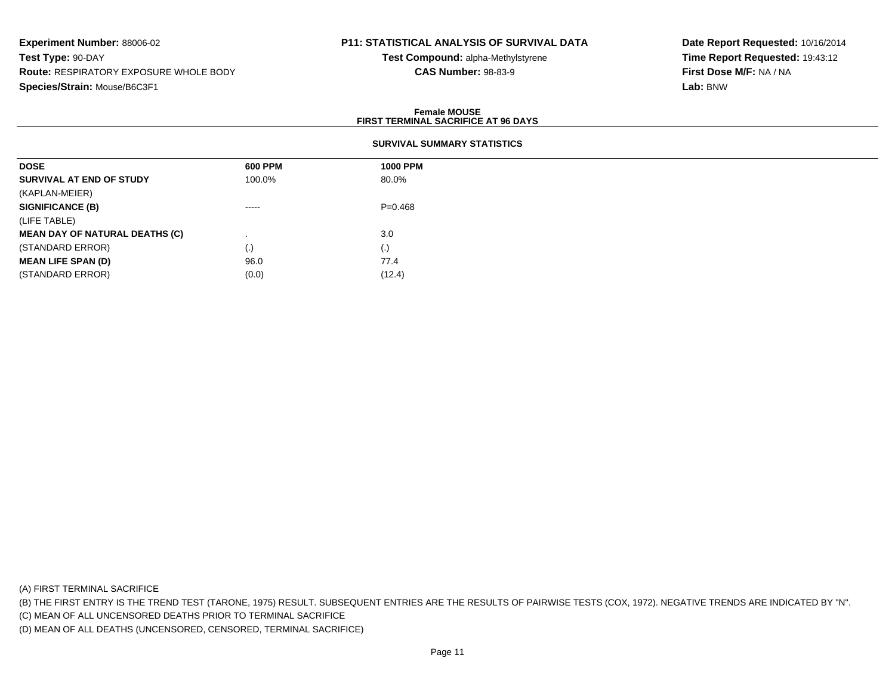**Experiment Number:** 88006-02
**Test Type:** 90-DAY
**Route:** RESPIRATORY EXPOSURE WHOLE BODY
**Species/Strain:** Mouse/B6C3F1

**P11: STATISTICAL ANALYSIS OF SURVIVAL DATA**
**Test Compound:** alpha-Methylstyrene
**CAS Number:** 98-83-9

**Date Report Requested:** 10/16/2014
**Time Report Requested:** 19:43:12
**First Dose M/F:** NA / NA
**Lab:** BNW

**Female MOUSE**
**FIRST TERMINAL SACRIFICE AT 96 DAYS**

**SURVIVAL SUMMARY STATISTICS**

| **DOSE** | **600 PPM** | **1000 PPM** |
|---|---|---|
| **SURVIVAL AT END OF STUDY** | 100.0% | 80.0% |
| (KAPLAN-MEIER) | | |
| **SIGNIFICANCE (B)** | ----- | P=0.468 |
| (LIFE TABLE) | | |
| **MEAN DAY OF NATURAL DEATHS (C)** | . | 3.0 |
| (STANDARD ERROR) | (.) | (.) |
| **MEAN LIFE SPAN (D)** | 96.0 | 77.4 |
| (STANDARD ERROR) | (0.0) | (12.4) |

(A) FIRST TERMINAL SACRIFICE
(B) THE FIRST ENTRY IS THE TREND TEST (TARONE, 1975) RESULT. SUBSEQUENT ENTRIES ARE THE RESULTS OF PAIRWISE TESTS (COX, 1972). NEGATIVE TRENDS ARE INDICATED BY "N".
(C) MEAN OF ALL UNCENSORED DEATHS PRIOR TO TERMINAL SACRIFICE
(D) MEAN OF ALL DEATHS (UNCENSORED, CENSORED, TERMINAL SACRIFICE)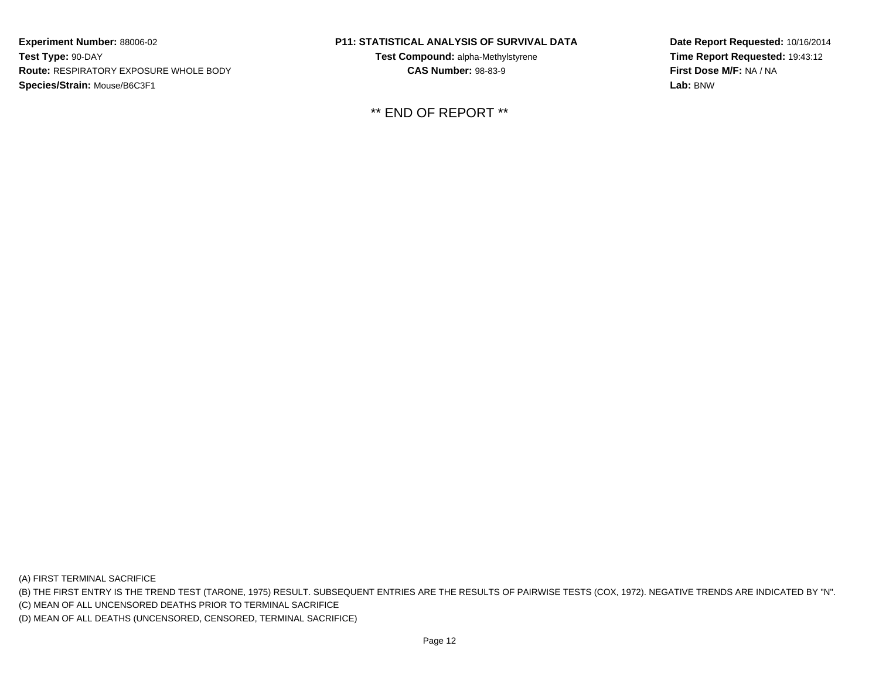**Experiment Number:** 88006-02
**Test Type:** 90-DAY
**Route:** RESPIRATORY EXPOSURE WHOLE BODY
**Species/Strain:** Mouse/B6C3F1

**P11: STATISTICAL ANALYSIS OF SURVIVAL DATA**
**Test Compound:** alpha-Methylstyrene
**CAS Number:** 98-83-9

**Date Report Requested:** 10/16/2014
**Time Report Requested:** 19:43:12
**First Dose M/F:** NA / NA
**Lab:** BNW

** END OF REPORT **

(A) FIRST TERMINAL SACRIFICE
(B) THE FIRST ENTRY IS THE TREND TEST (TARONE, 1975) RESULT. SUBSEQUENT ENTRIES ARE THE RESULTS OF PAIRWISE TESTS (COX, 1972). NEGATIVE TRENDS ARE INDICATED BY "N".
(C) MEAN OF ALL UNCENSORED DEATHS PRIOR TO TERMINAL SACRIFICE
(D) MEAN OF ALL DEATHS (UNCENSORED, CENSORED, TERMINAL SACRIFICE)